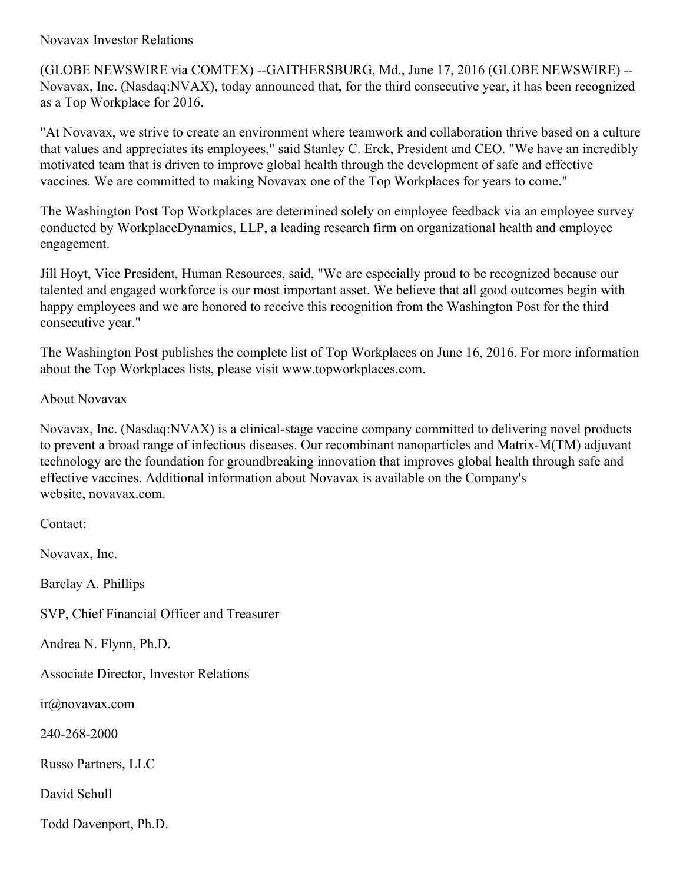Novavax Investor Relations

(GLOBE NEWSWIRE via COMTEX) --GAITHERSBURG, Md., June 17, 2016 (GLOBE NEWSWIRE) -- Novavax, Inc. (Nasdaq:NVAX), today announced that, for the third consecutive year, it has been recognized as a Top Workplace for 2016.

"At Novavax, we strive to create an environment where teamwork and collaboration thrive based on a culture that values and appreciates its employees," said Stanley C. Erck, President and CEO. "We have an incredibly motivated team that is driven to improve global health through the development of safe and effective vaccines. We are committed to making Novavax one of the Top Workplaces for years to come."

The Washington Post Top Workplaces are determined solely on employee feedback via an employee survey conducted by WorkplaceDynamics, LLP, a leading research firm on organizational health and employee engagement.

Jill Hoyt, Vice President, Human Resources, said, "We are especially proud to be recognized because our talented and engaged workforce is our most important asset. We believe that all good outcomes begin with happy employees and we are honored to receive this recognition from the Washington Post for the third consecutive year."

The Washington Post publishes the complete list of Top Workplaces on June 16, 2016. For more information about the Top Workplaces lists, please visit www.topworkplaces.com.

About Novavax

Novavax, Inc. (Nasdaq:NVAX) is a clinical-stage vaccine company committed to delivering novel products to prevent a broad range of infectious diseases. Our recombinant nanoparticles and Matrix-M(TM) adjuvant technology are the foundation for groundbreaking innovation that improves global health through safe and effective vaccines. Additional information about Novavax is available on the Company's website, novavax.com.

Contact:

Novavax, Inc.

Barclay A. Phillips

SVP, Chief Financial Officer and Treasurer

Andrea N. Flynn, Ph.D.

Associate Director, Investor Relations

ir@novavax.com

240-268-2000

Russo Partners, LLC

David Schull

Todd Davenport, Ph.D.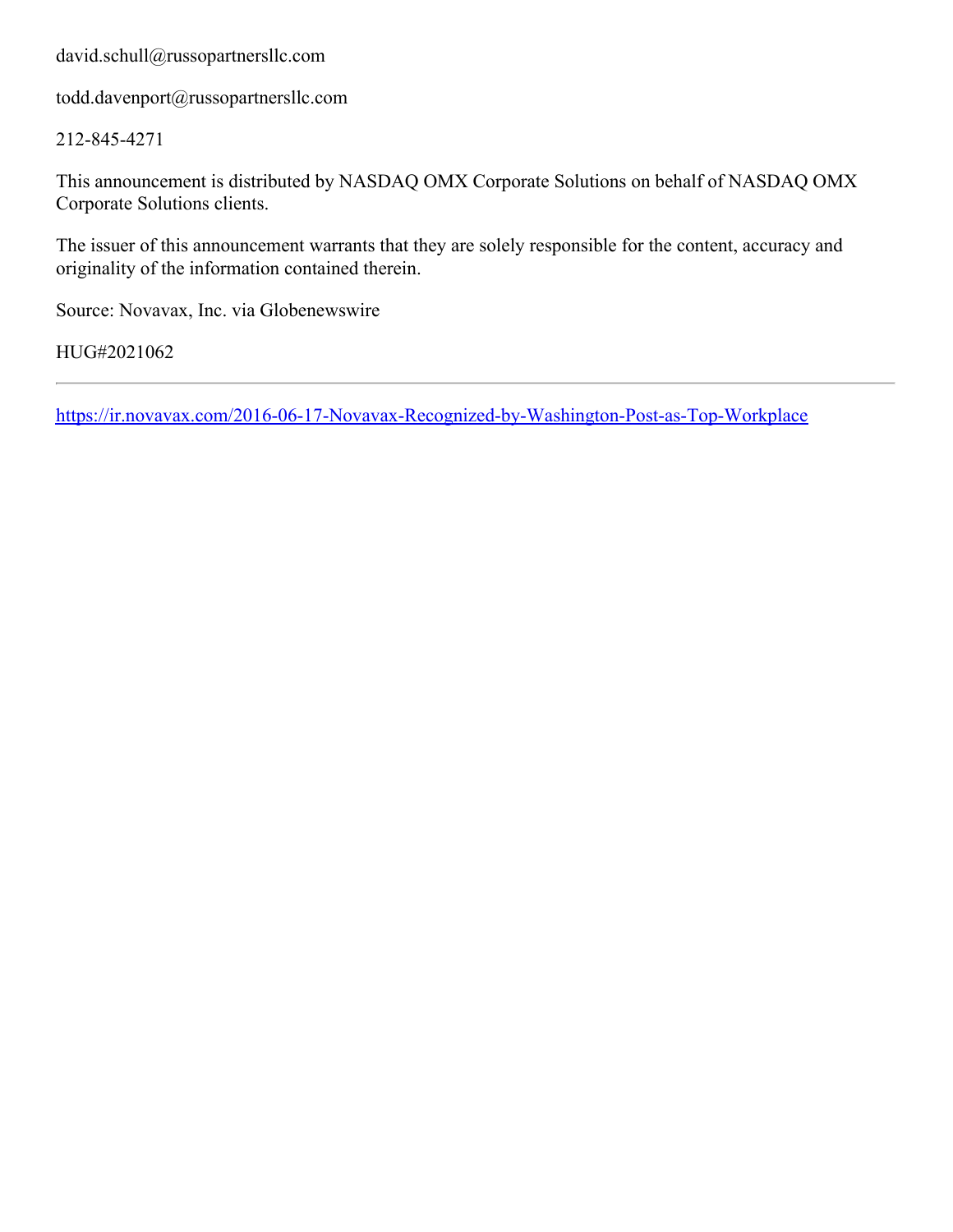david.schull@russopartnersllc.com

todd.davenport@russopartnersllc.com

212-845-4271

This announcement is distributed by NASDAQ OMX Corporate Solutions on behalf of NASDAQ OMX Corporate Solutions clients.

The issuer of this announcement warrants that they are solely responsible for the content, accuracy and originality of the information contained therein.

Source: Novavax, Inc. via Globenewswire

HUG#2021062

---

https://ir.novavax.com/2016-06-17-Novavax-Recognized-by-Washington-Post-as-Top-Workplace